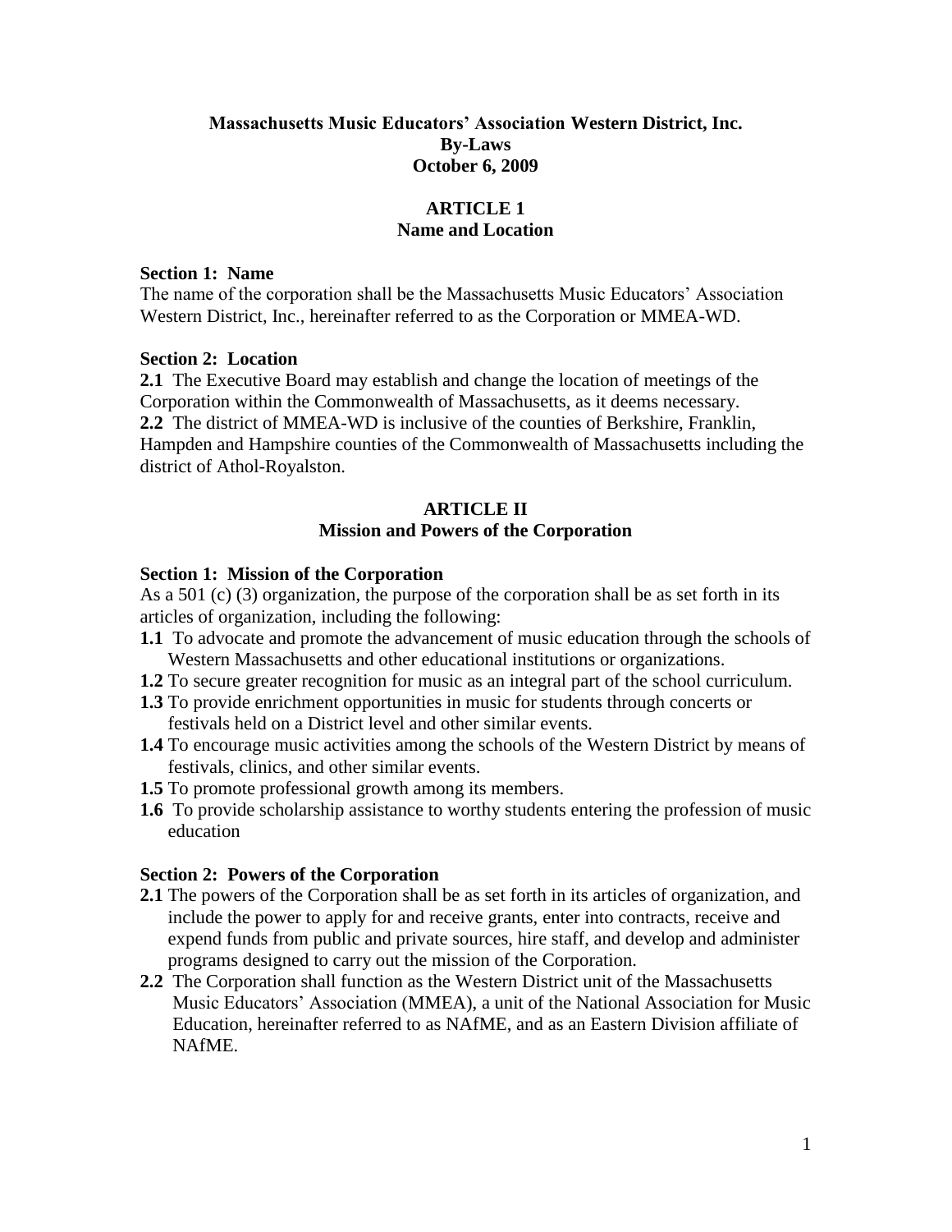# Massachusetts Music Educators' Association Western District, Inc.
# By-Laws
# October 6, 2009

## ARTICLE 1
## Name and Location

**Section 1: Name**

The name of the corporation shall be the Massachusetts Music Educators' Association Western District, Inc., hereinafter referred to as the Corporation or MMEA-WD.

**Section 2: Location**

**2.1** The Executive Board may establish and change the location of meetings of the Corporation within the Commonwealth of Massachusetts, as it deems necessary.

**2.2** The district of MMEA-WD is inclusive of the counties of Berkshire, Franklin, Hampden and Hampshire counties of the Commonwealth of Massachusetts including the district of Athol-Royalston.

## ARTICLE II
## Mission and Powers of the Corporation

**Section 1: Mission of the Corporation**

As a 501 (c) (3) organization, the purpose of the corporation shall be as set forth in its articles of organization, including the following:

**1.1** To advocate and promote the advancement of music education through the schools of Western Massachusetts and other educational institutions or organizations.

**1.2** To secure greater recognition for music as an integral part of the school curriculum.

**1.3** To provide enrichment opportunities in music for students through concerts or festivals held on a District level and other similar events.

**1.4** To encourage music activities among the schools of the Western District by means of festivals, clinics, and other similar events.

**1.5** To promote professional growth among its members.

**1.6** To provide scholarship assistance to worthy students entering the profession of music education

**Section 2: Powers of the Corporation**

**2.1** The powers of the Corporation shall be as set forth in its articles of organization, and include the power to apply for and receive grants, enter into contracts, receive and expend funds from public and private sources, hire staff, and develop and administer programs designed to carry out the mission of the Corporation.

**2.2** The Corporation shall function as the Western District unit of the Massachusetts Music Educators' Association (MMEA), a unit of the National Association for Music Education, hereinafter referred to as NAfME, and as an Eastern Division affiliate of NAfME.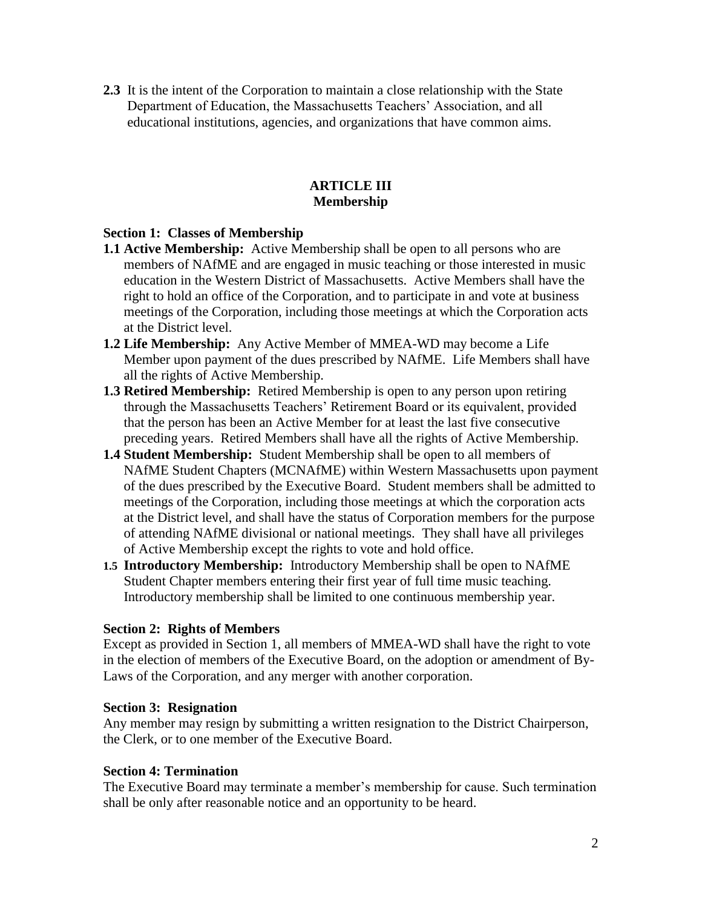**2.3** It is the intent of the Corporation to maintain a close relationship with the State Department of Education, the Massachusetts Teachers' Association, and all educational institutions, agencies, and organizations that have common aims.

## ARTICLE III
## Membership

### Section 1: Classes of Membership

**1.1 Active Membership:** Active Membership shall be open to all persons who are members of NAfME and are engaged in music teaching or those interested in music education in the Western District of Massachusetts. Active Members shall have the right to hold an office of the Corporation, and to participate in and vote at business meetings of the Corporation, including those meetings at which the Corporation acts at the District level.

**1.2 Life Membership:** Any Active Member of MMEA-WD may become a Life Member upon payment of the dues prescribed by NAfME. Life Members shall have all the rights of Active Membership.

**1.3 Retired Membership:** Retired Membership is open to any person upon retiring through the Massachusetts Teachers' Retirement Board or its equivalent, provided that the person has been an Active Member for at least the last five consecutive preceding years. Retired Members shall have all the rights of Active Membership.

**1.4 Student Membership:** Student Membership shall be open to all members of NAfME Student Chapters (MCNAfME) within Western Massachusetts upon payment of the dues prescribed by the Executive Board. Student members shall be admitted to meetings of the Corporation, including those meetings at which the corporation acts at the District level, and shall have the status of Corporation members for the purpose of attending NAfME divisional or national meetings. They shall have all privileges of Active Membership except the rights to vote and hold office.

**1.5 Introductory Membership:** Introductory Membership shall be open to NAfME Student Chapter members entering their first year of full time music teaching. Introductory membership shall be limited to one continuous membership year.

### Section 2: Rights of Members

Except as provided in Section 1, all members of MMEA-WD shall have the right to vote in the election of members of the Executive Board, on the adoption or amendment of By-Laws of the Corporation, and any merger with another corporation.

### Section 3: Resignation

Any member may resign by submitting a written resignation to the District Chairperson, the Clerk, or to one member of the Executive Board.

### Section 4: Termination

The Executive Board may terminate a member's membership for cause. Such termination shall be only after reasonable notice and an opportunity to be heard.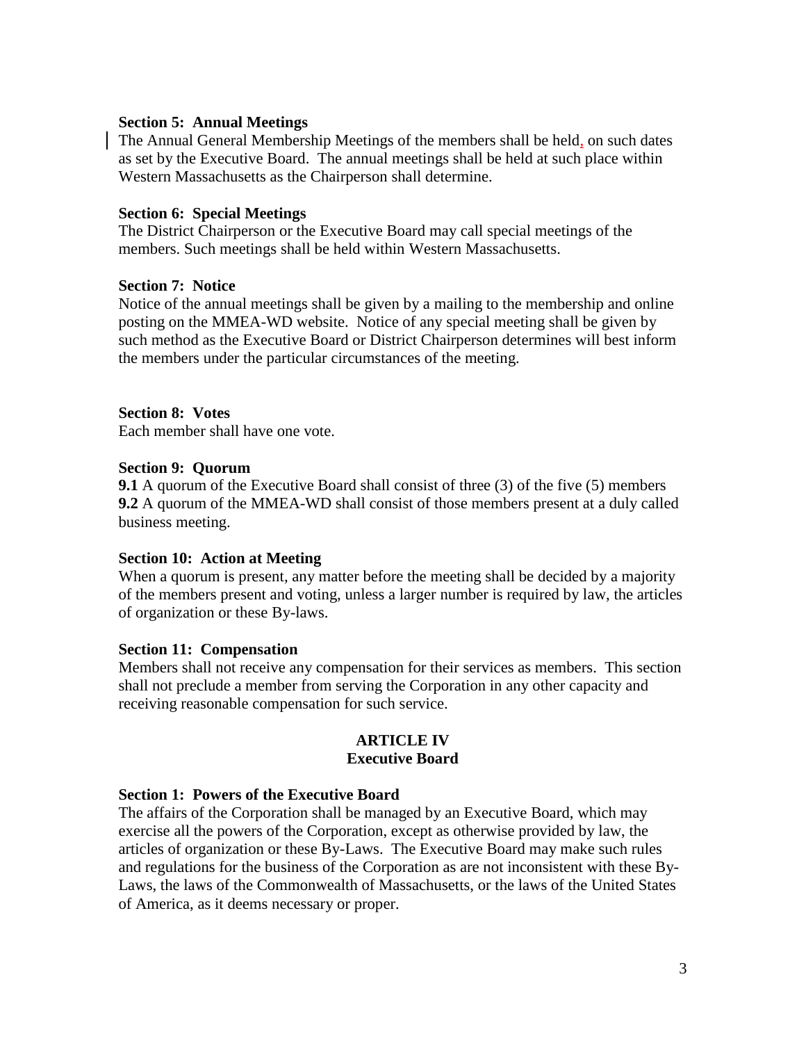**Section 5: Annual Meetings**
The Annual General Membership Meetings of the members shall be held, on such dates as set by the Executive Board. The annual meetings shall be held at such place within Western Massachusetts as the Chairperson shall determine.

**Section 6: Special Meetings**
The District Chairperson or the Executive Board may call special meetings of the members. Such meetings shall be held within Western Massachusetts.

**Section 7: Notice**
Notice of the annual meetings shall be given by a mailing to the membership and online posting on the MMEA-WD website. Notice of any special meeting shall be given by such method as the Executive Board or District Chairperson determines will best inform the members under the particular circumstances of the meeting.

**Section 8: Votes**
Each member shall have one vote.

**Section 9: Quorum**
**9.1** A quorum of the Executive Board shall consist of three (3) of the five (5) members
**9.2** A quorum of the MMEA-WD shall consist of those members present at a duly called business meeting.

**Section 10: Action at Meeting**
When a quorum is present, any matter before the meeting shall be decided by a majority of the members present and voting, unless a larger number is required by law, the articles of organization or these By-laws.

**Section 11: Compensation**
Members shall not receive any compensation for their services as members. This section shall not preclude a member from serving the Corporation in any other capacity and receiving reasonable compensation for such service.

## ARTICLE IV
## Executive Board

**Section 1: Powers of the Executive Board**
The affairs of the Corporation shall be managed by an Executive Board, which may exercise all the powers of the Corporation, except as otherwise provided by law, the articles of organization or these By-Laws. The Executive Board may make such rules and regulations for the business of the Corporation as are not inconsistent with these By-Laws, the laws of the Commonwealth of Massachusetts, or the laws of the United States of America, as it deems necessary or proper.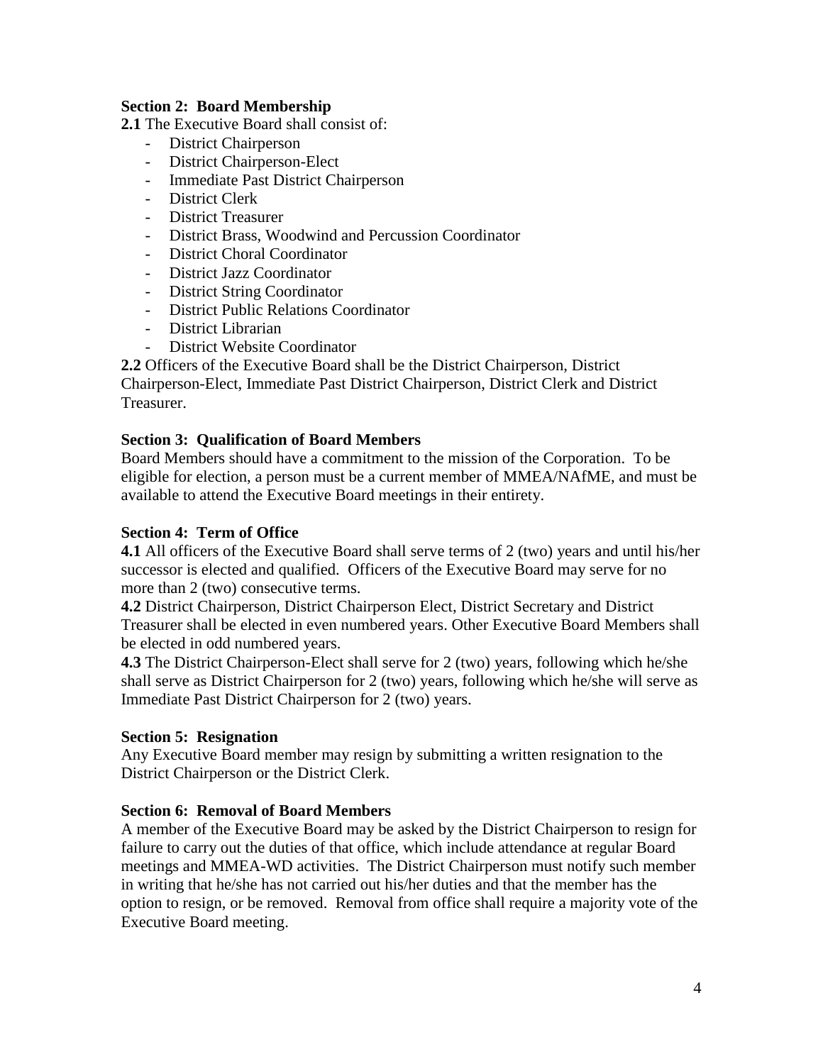**Section 2: Board Membership**

**2.1** The Executive Board shall consist of:

- District Chairperson
- District Chairperson-Elect
- Immediate Past District Chairperson
- District Clerk
- District Treasurer
- District Brass, Woodwind and Percussion Coordinator
- District Choral Coordinator
- District Jazz Coordinator
- District String Coordinator
- District Public Relations Coordinator
- District Librarian
- District Website Coordinator

**2.2** Officers of the Executive Board shall be the District Chairperson, District Chairperson-Elect, Immediate Past District Chairperson, District Clerk and District Treasurer.

**Section 3: Qualification of Board Members**

Board Members should have a commitment to the mission of the Corporation. To be eligible for election, a person must be a current member of MMEA/NAfME, and must be available to attend the Executive Board meetings in their entirety.

**Section 4: Term of Office**

**4.1** All officers of the Executive Board shall serve terms of 2 (two) years and until his/her successor is elected and qualified. Officers of the Executive Board may serve for no more than 2 (two) consecutive terms.

**4.2** District Chairperson, District Chairperson Elect, District Secretary and District Treasurer shall be elected in even numbered years. Other Executive Board Members shall be elected in odd numbered years.

**4.3** The District Chairperson-Elect shall serve for 2 (two) years, following which he/she shall serve as District Chairperson for 2 (two) years, following which he/she will serve as Immediate Past District Chairperson for 2 (two) years.

**Section 5: Resignation**

Any Executive Board member may resign by submitting a written resignation to the District Chairperson or the District Clerk.

**Section 6: Removal of Board Members**

A member of the Executive Board may be asked by the District Chairperson to resign for failure to carry out the duties of that office, which include attendance at regular Board meetings and MMEA-WD activities. The District Chairperson must notify such member in writing that he/she has not carried out his/her duties and that the member has the option to resign, or be removed. Removal from office shall require a majority vote of the Executive Board meeting.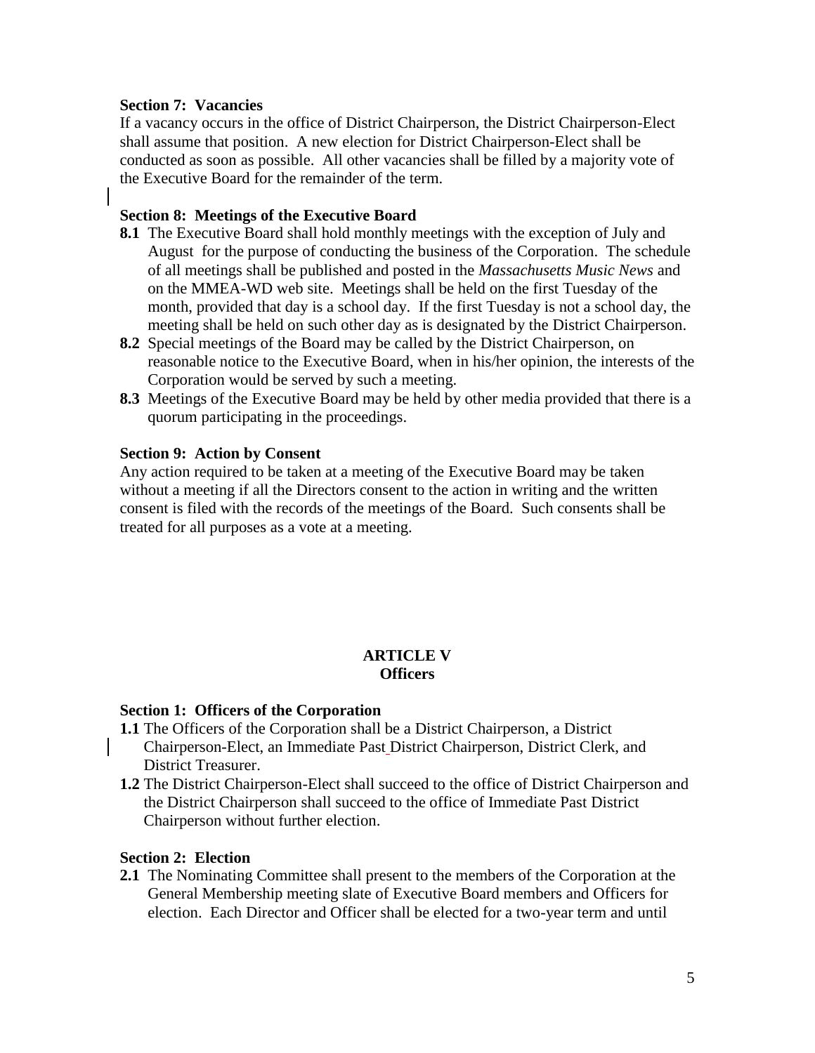**Section 7: Vacancies**

If a vacancy occurs in the office of District Chairperson, the District Chairperson-Elect shall assume that position. A new election for District Chairperson-Elect shall be conducted as soon as possible. All other vacancies shall be filled by a majority vote of the Executive Board for the remainder of the term.

**Section 8: Meetings of the Executive Board**

**8.1** The Executive Board shall hold monthly meetings with the exception of July and August for the purpose of conducting the business of the Corporation. The schedule of all meetings shall be published and posted in the *Massachusetts Music News* and on the MMEA-WD web site. Meetings shall be held on the first Tuesday of the month, provided that day is a school day. If the first Tuesday is not a school day, the meeting shall be held on such other day as is designated by the District Chairperson.

**8.2** Special meetings of the Board may be called by the District Chairperson, on reasonable notice to the Executive Board, when in his/her opinion, the interests of the Corporation would be served by such a meeting.

**8.3** Meetings of the Executive Board may be held by other media provided that there is a quorum participating in the proceedings.

**Section 9: Action by Consent**

Any action required to be taken at a meeting of the Executive Board may be taken without a meeting if all the Directors consent to the action in writing and the written consent is filed with the records of the meetings of the Board. Such consents shall be treated for all purposes as a vote at a meeting.

## ARTICLE V
## Officers

**Section 1: Officers of the Corporation**

**1.1** The Officers of the Corporation shall be a District Chairperson, a District Chairperson-Elect, an Immediate Past District Chairperson, District Clerk, and District Treasurer.

**1.2** The District Chairperson-Elect shall succeed to the office of District Chairperson and the District Chairperson shall succeed to the office of Immediate Past District Chairperson without further election.

**Section 2: Election**

**2.1** The Nominating Committee shall present to the members of the Corporation at the General Membership meeting slate of Executive Board members and Officers for election. Each Director and Officer shall be elected for a two-year term and until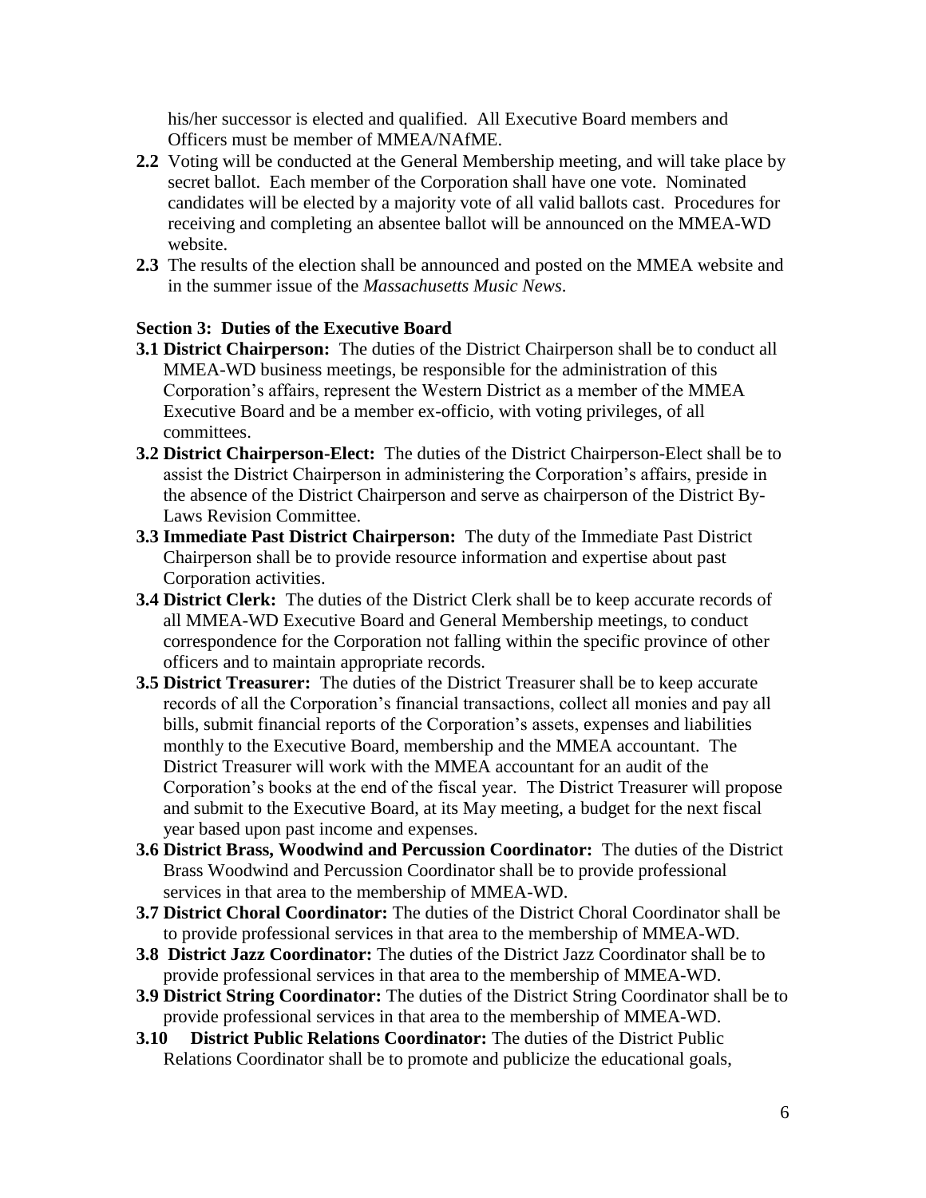his/her successor is elected and qualified. All Executive Board members and Officers must be member of MMEA/NAfME.

**2.2** Voting will be conducted at the General Membership meeting, and will take place by secret ballot. Each member of the Corporation shall have one vote. Nominated candidates will be elected by a majority vote of all valid ballots cast. Procedures for receiving and completing an absentee ballot will be announced on the MMEA-WD website.

**2.3** The results of the election shall be announced and posted on the MMEA website and in the summer issue of the *Massachusetts Music News*.

**Section 3: Duties of the Executive Board**

**3.1 District Chairperson:** The duties of the District Chairperson shall be to conduct all MMEA-WD business meetings, be responsible for the administration of this Corporation's affairs, represent the Western District as a member of the MMEA Executive Board and be a member ex-officio, with voting privileges, of all committees.

**3.2 District Chairperson-Elect:** The duties of the District Chairperson-Elect shall be to assist the District Chairperson in administering the Corporation's affairs, preside in the absence of the District Chairperson and serve as chairperson of the District By-Laws Revision Committee.

**3.3 Immediate Past District Chairperson:** The duty of the Immediate Past District Chairperson shall be to provide resource information and expertise about past Corporation activities.

**3.4 District Clerk:** The duties of the District Clerk shall be to keep accurate records of all MMEA-WD Executive Board and General Membership meetings, to conduct correspondence for the Corporation not falling within the specific province of other officers and to maintain appropriate records.

**3.5 District Treasurer:** The duties of the District Treasurer shall be to keep accurate records of all the Corporation's financial transactions, collect all monies and pay all bills, submit financial reports of the Corporation's assets, expenses and liabilities monthly to the Executive Board, membership and the MMEA accountant. The District Treasurer will work with the MMEA accountant for an audit of the Corporation's books at the end of the fiscal year. The District Treasurer will propose and submit to the Executive Board, at its May meeting, a budget for the next fiscal year based upon past income and expenses.

**3.6 District Brass, Woodwind and Percussion Coordinator:** The duties of the District Brass Woodwind and Percussion Coordinator shall be to provide professional services in that area to the membership of MMEA-WD.

**3.7 District Choral Coordinator:** The duties of the District Choral Coordinator shall be to provide professional services in that area to the membership of MMEA-WD.

**3.8 District Jazz Coordinator:** The duties of the District Jazz Coordinator shall be to provide professional services in that area to the membership of MMEA-WD.

**3.9 District String Coordinator:** The duties of the District String Coordinator shall be to provide professional services in that area to the membership of MMEA-WD.

**3.10 District Public Relations Coordinator:** The duties of the District Public Relations Coordinator shall be to promote and publicize the educational goals,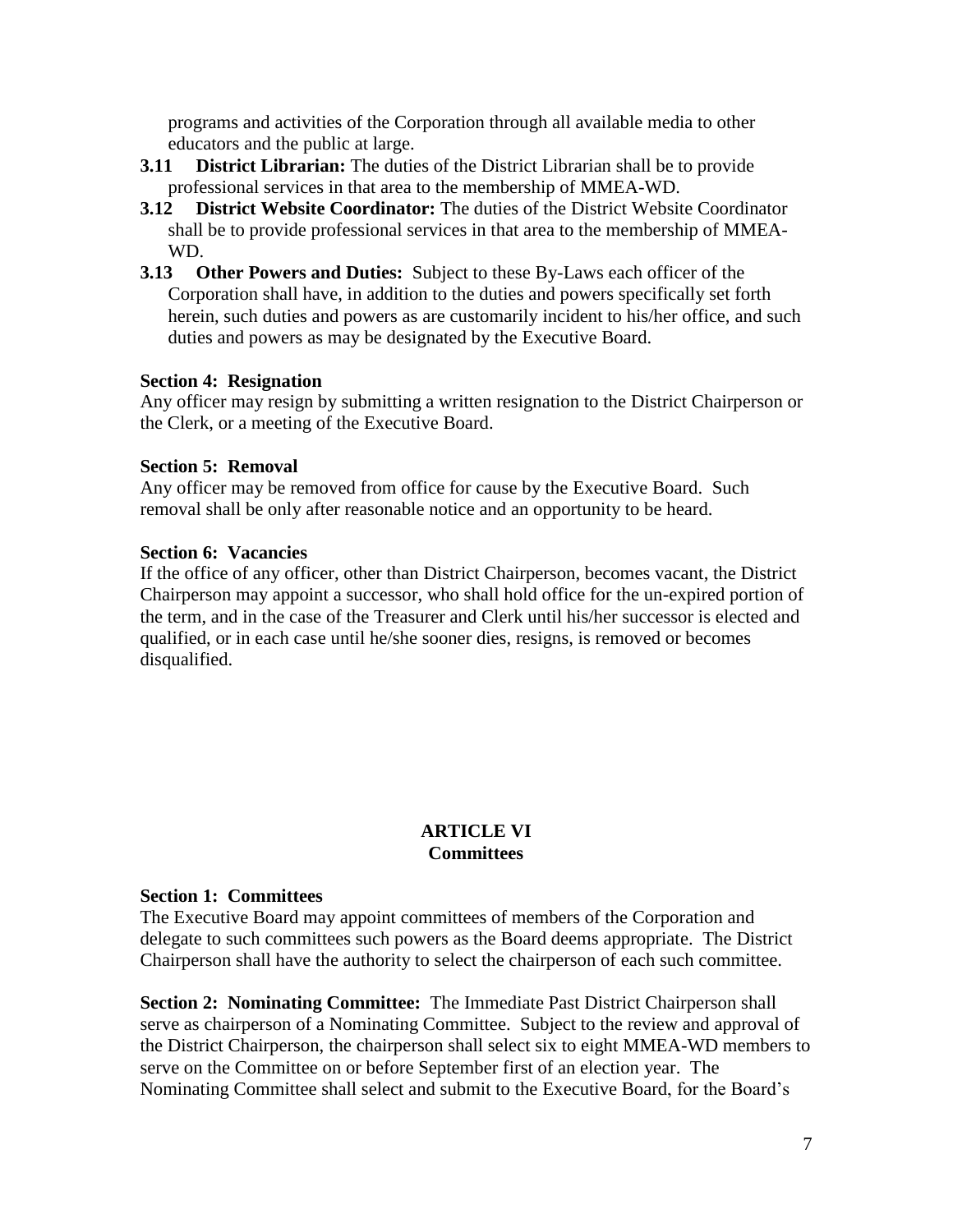programs and activities of the Corporation through all available media to other educators and the public at large.

**3.11 District Librarian:** The duties of the District Librarian shall be to provide professional services in that area to the membership of MMEA-WD.

**3.12 District Website Coordinator:** The duties of the District Website Coordinator shall be to provide professional services in that area to the membership of MMEA-WD.

**3.13 Other Powers and Duties:** Subject to these By-Laws each officer of the Corporation shall have, in addition to the duties and powers specifically set forth herein, such duties and powers as are customarily incident to his/her office, and such duties and powers as may be designated by the Executive Board.

**Section 4: Resignation**

Any officer may resign by submitting a written resignation to the District Chairperson or the Clerk, or a meeting of the Executive Board.

**Section 5: Removal**

Any officer may be removed from office for cause by the Executive Board. Such removal shall be only after reasonable notice and an opportunity to be heard.

**Section 6: Vacancies**

If the office of any officer, other than District Chairperson, becomes vacant, the District Chairperson may appoint a successor, who shall hold office for the un-expired portion of the term, and in the case of the Treasurer and Clerk until his/her successor is elected and qualified, or in each case until he/she sooner dies, resigns, is removed or becomes disqualified.

## ARTICLE VI
## Committees

**Section 1: Committees**

The Executive Board may appoint committees of members of the Corporation and delegate to such committees such powers as the Board deems appropriate. The District Chairperson shall have the authority to select the chairperson of each such committee.

**Section 2: Nominating Committee:** The Immediate Past District Chairperson shall serve as chairperson of a Nominating Committee. Subject to the review and approval of the District Chairperson, the chairperson shall select six to eight MMEA-WD members to serve on the Committee on or before September first of an election year. The Nominating Committee shall select and submit to the Executive Board, for the Board's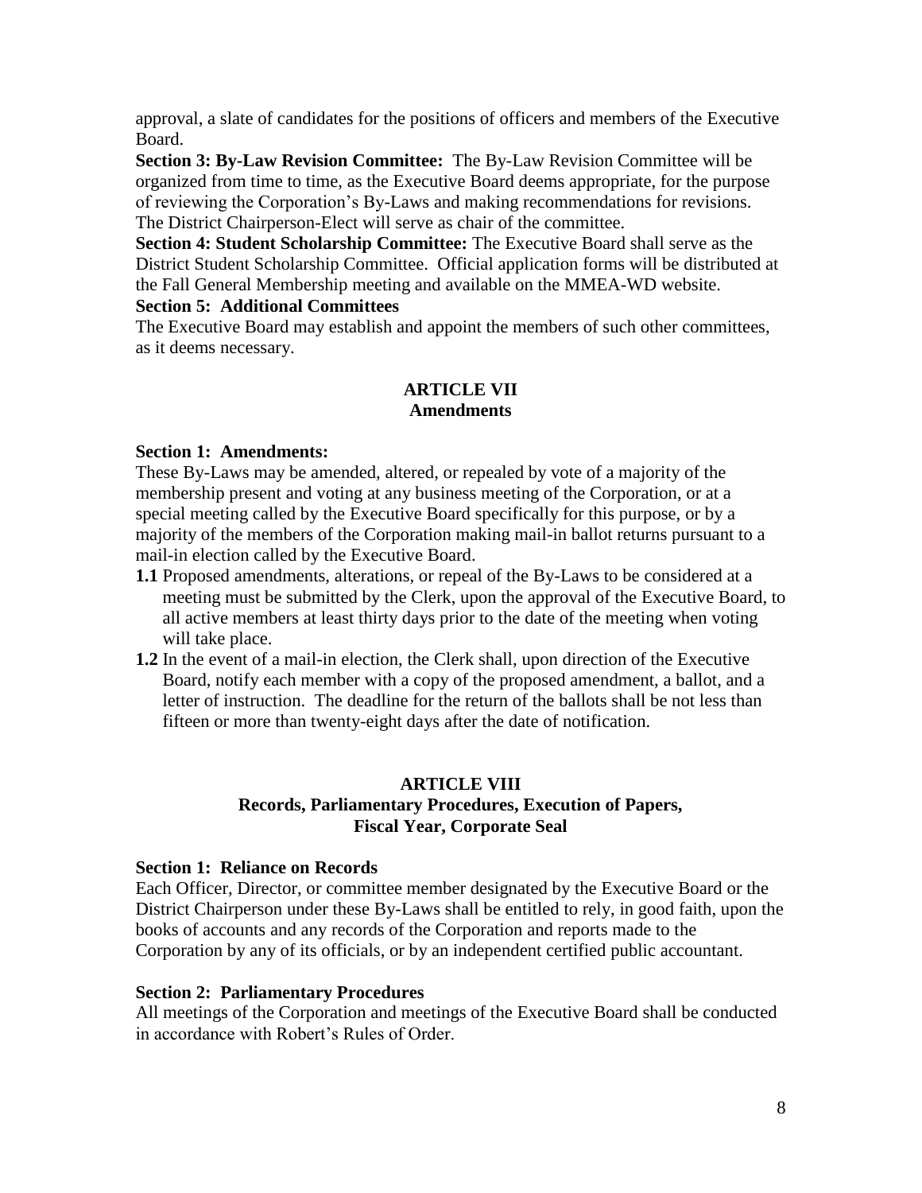approval, a slate of candidates for the positions of officers and members of the Executive Board.

**Section 3: By-Law Revision Committee:** The By-Law Revision Committee will be organized from time to time, as the Executive Board deems appropriate, for the purpose of reviewing the Corporation's By-Laws and making recommendations for revisions. The District Chairperson-Elect will serve as chair of the committee.

**Section 4: Student Scholarship Committee:** The Executive Board shall serve as the District Student Scholarship Committee. Official application forms will be distributed at the Fall General Membership meeting and available on the MMEA-WD website.

**Section 5: Additional Committees**

The Executive Board may establish and appoint the members of such other committees, as it deems necessary.

## ARTICLE VII
## Amendments

**Section 1: Amendments:**

These By-Laws may be amended, altered, or repealed by vote of a majority of the membership present and voting at any business meeting of the Corporation, or at a special meeting called by the Executive Board specifically for this purpose, or by a majority of the members of the Corporation making mail-in ballot returns pursuant to a mail-in election called by the Executive Board.

**1.1** Proposed amendments, alterations, or repeal of the By-Laws to be considered at a meeting must be submitted by the Clerk, upon the approval of the Executive Board, to all active members at least thirty days prior to the date of the meeting when voting will take place.

**1.2** In the event of a mail-in election, the Clerk shall, upon direction of the Executive Board, notify each member with a copy of the proposed amendment, a ballot, and a letter of instruction. The deadline for the return of the ballots shall be not less than fifteen or more than twenty-eight days after the date of notification.

## ARTICLE VIII
## Records, Parliamentary Procedures, Execution of Papers, Fiscal Year, Corporate Seal

**Section 1: Reliance on Records**

Each Officer, Director, or committee member designated by the Executive Board or the District Chairperson under these By-Laws shall be entitled to rely, in good faith, upon the books of accounts and any records of the Corporation and reports made to the Corporation by any of its officials, or by an independent certified public accountant.

**Section 2: Parliamentary Procedures**

All meetings of the Corporation and meetings of the Executive Board shall be conducted in accordance with Robert's Rules of Order.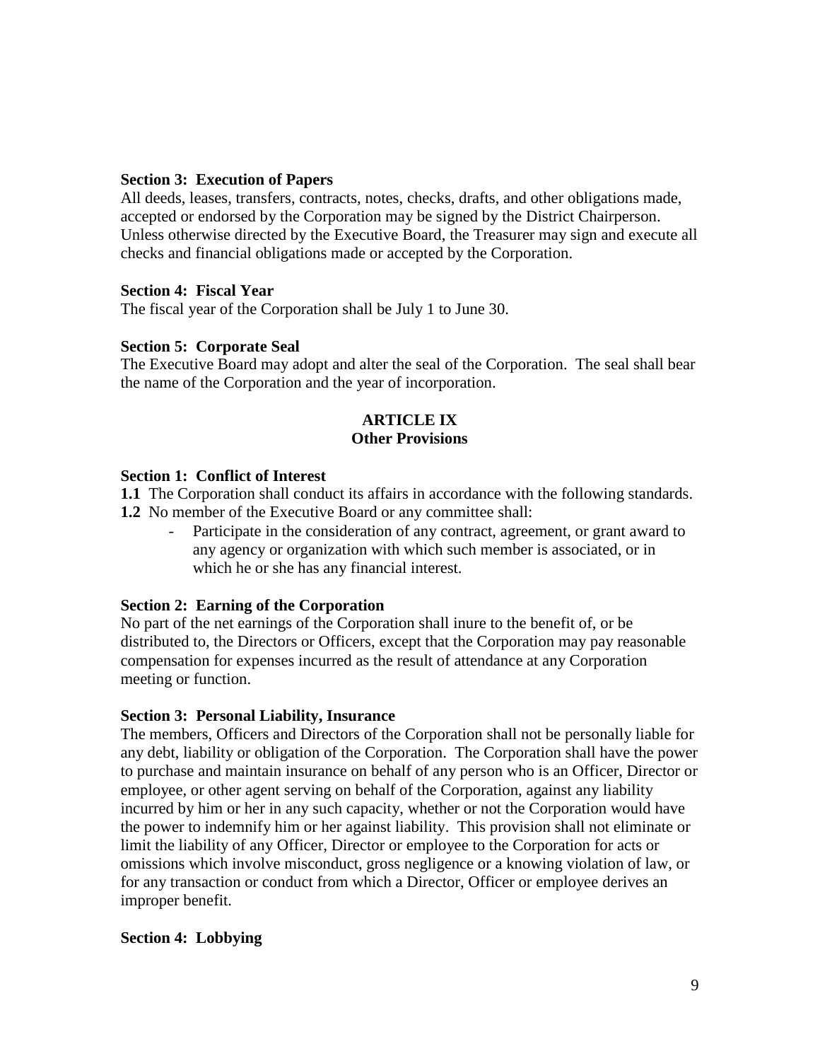**Section 3: Execution of Papers**

All deeds, leases, transfers, contracts, notes, checks, drafts, and other obligations made, accepted or endorsed by the Corporation may be signed by the District Chairperson. Unless otherwise directed by the Executive Board, the Treasurer may sign and execute all checks and financial obligations made or accepted by the Corporation.

**Section 4: Fiscal Year**

The fiscal year of the Corporation shall be July 1 to June 30.

**Section 5: Corporate Seal**

The Executive Board may adopt and alter the seal of the Corporation. The seal shall bear the name of the Corporation and the year of incorporation.

## ARTICLE IX
## Other Provisions

**Section 1: Conflict of Interest**

**1.1** The Corporation shall conduct its affairs in accordance with the following standards.

**1.2** No member of the Executive Board or any committee shall:

- Participate in the consideration of any contract, agreement, or grant award to any agency or organization with which such member is associated, or in which he or she has any financial interest.

**Section 2: Earning of the Corporation**

No part of the net earnings of the Corporation shall inure to the benefit of, or be distributed to, the Directors or Officers, except that the Corporation may pay reasonable compensation for expenses incurred as the result of attendance at any Corporation meeting or function.

**Section 3: Personal Liability, Insurance**

The members, Officers and Directors of the Corporation shall not be personally liable for any debt, liability or obligation of the Corporation. The Corporation shall have the power to purchase and maintain insurance on behalf of any person who is an Officer, Director or employee, or other agent serving on behalf of the Corporation, against any liability incurred by him or her in any such capacity, whether or not the Corporation would have the power to indemnify him or her against liability. This provision shall not eliminate or limit the liability of any Officer, Director or employee to the Corporation for acts or omissions which involve misconduct, gross negligence or a knowing violation of law, or for any transaction or conduct from which a Director, Officer or employee derives an improper benefit.

**Section 4: Lobbying**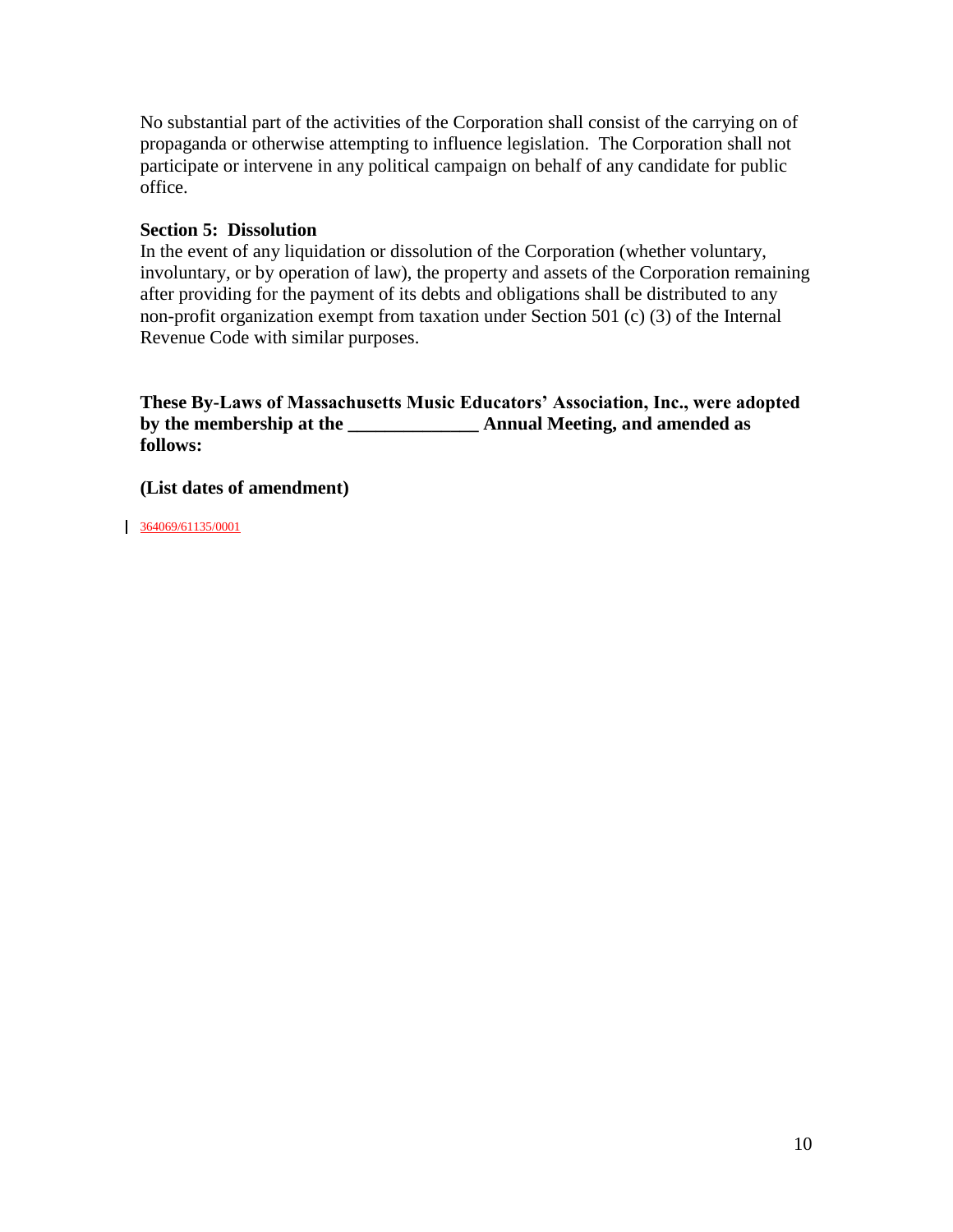No substantial part of the activities of the Corporation shall consist of the carrying on of propaganda or otherwise attempting to influence legislation. The Corporation shall not participate or intervene in any political campaign on behalf of any candidate for public office.

**Section 5: Dissolution**

In the event of any liquidation or dissolution of the Corporation (whether voluntary, involuntary, or by operation of law), the property and assets of the Corporation remaining after providing for the payment of its debts and obligations shall be distributed to any non-profit organization exempt from taxation under Section 501 (c) (3) of the Internal Revenue Code with similar purposes.

**These By-Laws of Massachusetts Music Educators' Association, Inc., were adopted by the membership at the ______________ Annual Meeting, and amended as follows:**

**(List dates of amendment)**

364069/61135/0001